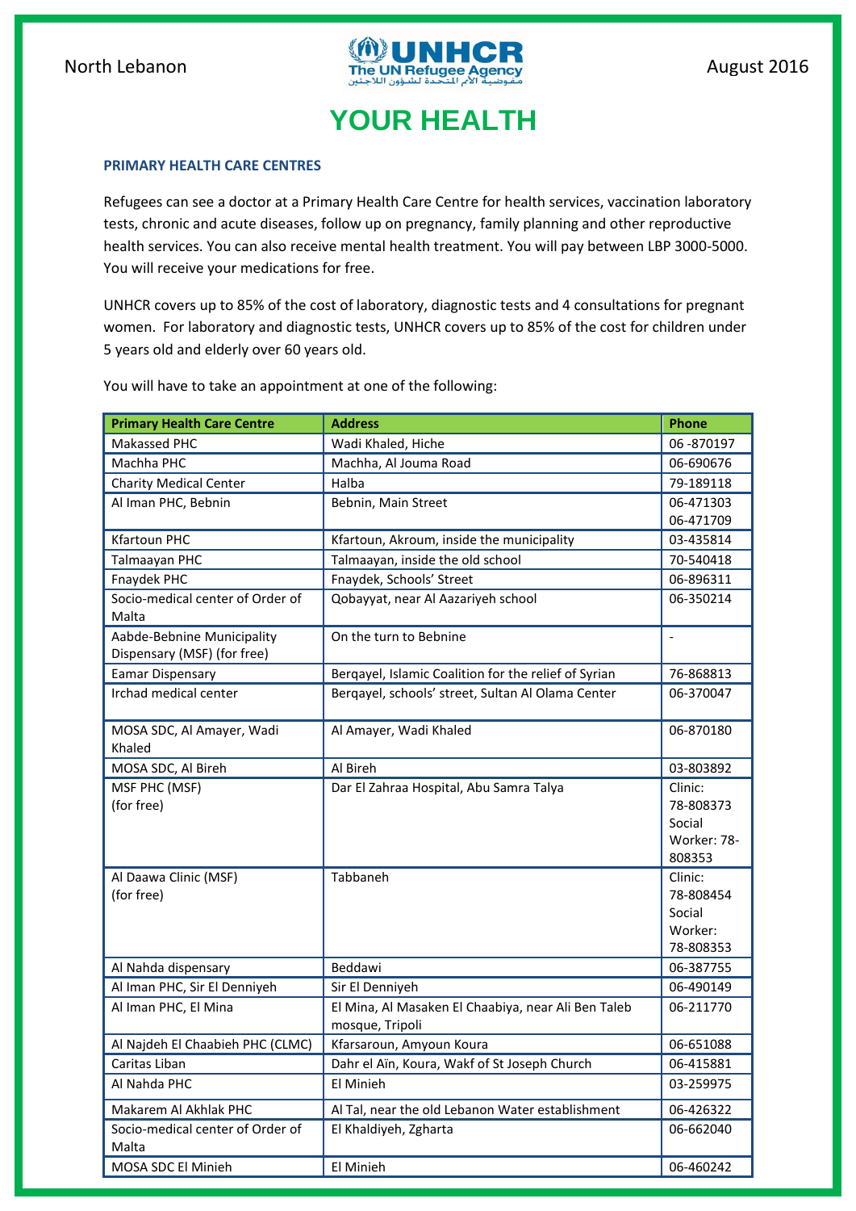North Lebanon

August 2016

# YOUR HEALTH

### PRIMARY HEALTH CARE CENTRES

Refugees can see a doctor at a Primary Health Care Centre for health services, vaccination laboratory tests, chronic and acute diseases, follow up on pregnancy, family planning and other reproductive health services. You can also receive mental health treatment. You will pay between LBP 3000-5000. You will receive your medications for free.

UNHCR covers up to 85% of the cost of laboratory, diagnostic tests and 4 consultations for pregnant women. For laboratory and diagnostic tests, UNHCR covers up to 85% of the cost for children under 5 years old and elderly over 60 years old.

You will have to take an appointment at one of the following:

| Primary Health Care Centre | Address | Phone |
|---|---|---|
| Makassed PHC | Wadi Khaled, Hiche | 06 -870197 |
| Machha PHC | Machha, Al Jouma Road | 06-690676 |
| Charity Medical Center | Halba | 79-189118 |
| Al Iman PHC, Bebnin | Bebnin, Main Street | 06-471303 06-471709 |
| Kfartoun PHC | Kfartoun, Akroum, inside the municipality | 03-435814 |
| Talmaayan PHC | Talmaayan, inside the old school | 70-540418 |
| Fnaydek PHC | Fnaydek, Schools' Street | 06-896311 |
| Socio-medical center of Order of Malta | Qobayyat, near Al Aazariyeh school | 06-350214 |
| Aabde-Bebnine Municipality Dispensary (MSF) (for free) | On the turn to Bebnine | - |
| Eamar Dispensary | Berqayel, Islamic Coalition for the relief of Syrian | 76-868813 |
| Irchad medical center | Berqayel, schools' street, Sultan Al Olama Center | 06-370047 |
| MOSA SDC, Al Amayer, Wadi Khaled | Al Amayer, Wadi Khaled | 06-870180 |
| MOSA SDC, Al Bireh | Al Bireh | 03-803892 |
| MSF PHC (MSF) (for free) | Dar El Zahraa Hospital, Abu Samra Talya | Clinic: 78-808373 Social Worker: 78-808353 |
| Al Daawa Clinic (MSF) (for free) | Tabbaneh | Clinic: 78-808454 Social Worker: 78-808353 |
| Al Nahda dispensary | Beddawi | 06-387755 |
| Al Iman PHC, Sir El Denniyeh | Sir El Denniyeh | 06-490149 |
| Al Iman PHC, El Mina | El Mina, Al Masaken El Chaabiya, near Ali Ben Taleb mosque, Tripoli | 06-211770 |
| Al Najdeh El Chaabieh PHC (CLMC) | Kfarsaroun, Amyoun Koura | 06-651088 |
| Caritas Liban | Dahr el Aïn, Koura, Wakf of St Joseph Church | 06-415881 |
| Al Nahda PHC | El Minieh | 03-259975 |
| Makarem Al Akhlak PHC | Al Tal, near the old Lebanon Water establishment | 06-426322 |
| Socio-medical center of Order of Malta | El Khaldiyeh, Zgharta | 06-662040 |
| MOSA SDC El Minieh | El Minieh | 06-460242 |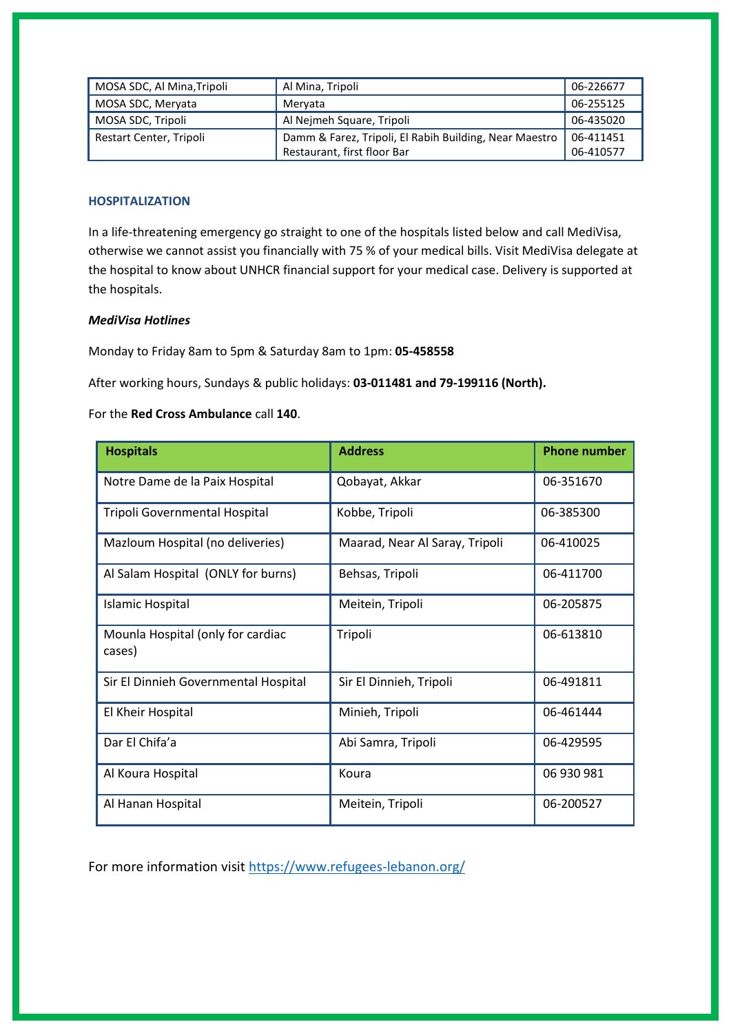| | | |
|---|---|---|
| MOSA SDC, Al Mina,Tripoli | Al Mina, Tripoli | 06-226677 |
| MOSA SDC, Meryata | Meryata | 06-255125 |
| MOSA SDC, Tripoli | Al Nejmeh Square, Tripoli | 06-435020 |
| Restart Center, Tripoli | Damm & Farez, Tripoli, El Rabih Building, Near Maestro Restaurant, first floor Bar | 06-411451<br>06-410577 |

### HOSPITALIZATION

In a life-threatening emergency go straight to one of the hospitals listed below and call MediVisa, otherwise we cannot assist you financially with 75 % of your medical bills. Visit MediVisa delegate at the hospital to know about UNHCR financial support for your medical case. Delivery is supported at the hospitals.

***MediVisa Hotlines***

Monday to Friday 8am to 5pm & Saturday 8am to 1pm: **05-458558**

After working hours, Sundays & public holidays: **03-011481 and 79-199116 (North).**

For the **Red Cross Ambulance** call **140**.

| Hospitals | Address | Phone number |
|---|---|---|
| Notre Dame de la Paix Hospital | Qobayat, Akkar | 06-351670 |
| Tripoli Governmental Hospital | Kobbe, Tripoli | 06-385300 |
| Mazloum Hospital (no deliveries) | Maarad, Near Al Saray, Tripoli | 06-410025 |
| Al Salam Hospital (ONLY for burns) | Behsas, Tripoli | 06-411700 |
| Islamic Hospital | Meitein, Tripoli | 06-205875 |
| Mounla Hospital (only for cardiac cases) | Tripoli | 06-613810 |
| Sir El Dinnieh Governmental Hospital | Sir El Dinnieh, Tripoli | 06-491811 |
| El Kheir Hospital | Minieh, Tripoli | 06-461444 |
| Dar El Chifa'a | Abi Samra, Tripoli | 06-429595 |
| Al Koura Hospital | Koura | 06 930 981 |
| Al Hanan Hospital | Meitein, Tripoli | 06-200527 |

For more information visit https://www.refugees-lebanon.org/